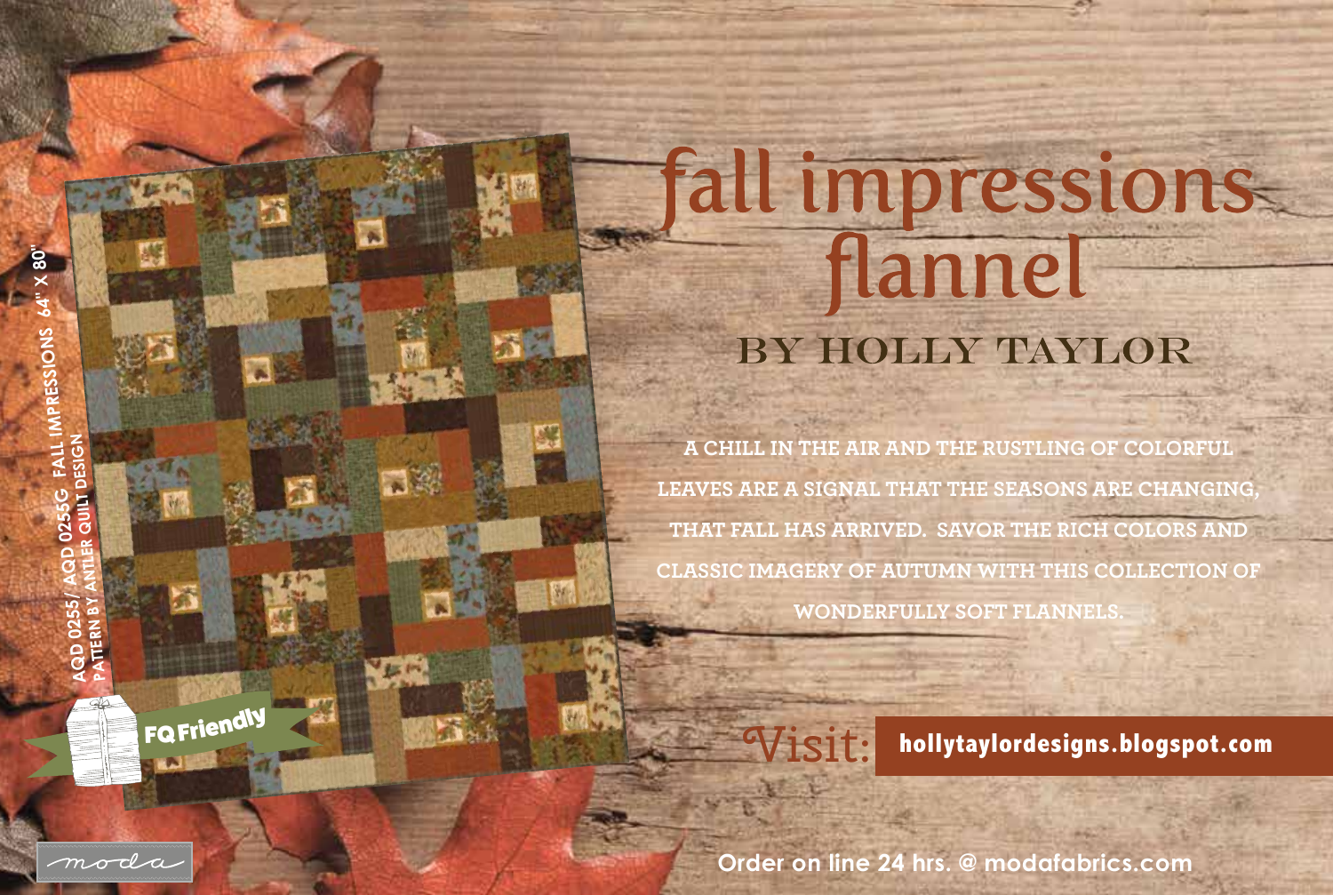# fall impressions flannel

## BY HOLLY TAYLOR

A CHILL IN THE AIR AND THE RUSTLING OF COLORFUL LEAVES ARE A SIGNAL THAT THE SEASONS ARE CHANGING, THAT FALL HAS ARRIVED. SAVOR THE RICH COLORS AND CLASSIC IMAGERY OF AUTUMN WITH THIS COLLECTION OF WONDERFULLY SOFT FLANNELS.

AQD 0255/ AQD 0255G FALL IMPRESSIONS 64" X 80"
PATTERN BY ANTLER QUILT DESIGN

FQ Friendly

Visit: **hollytaylordesigns.blogspot.com**

moda

Order on line 24 hrs. @ modafabrics.com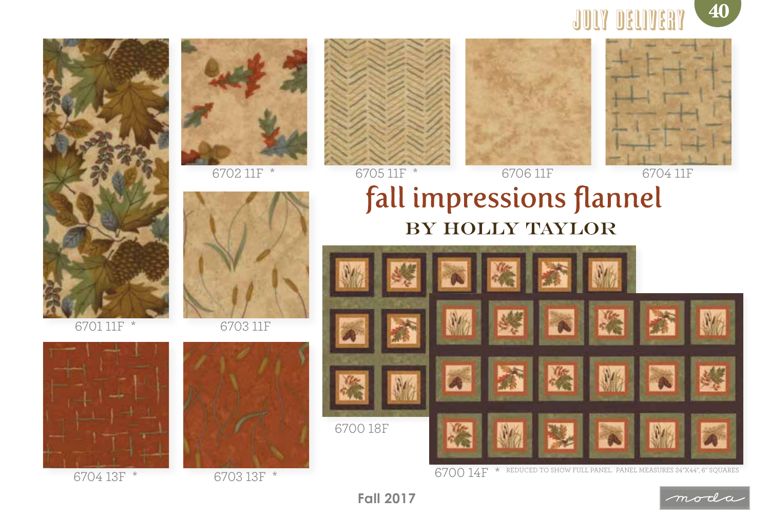JULY DELIVERY

# fall impressions flannel

## BY HOLLY TAYLOR

6702 11F *

6705 11F *

6706 11F

6704 11F

6701 11F *

6703 11F

6704 13F *

6703 13F *

6700 18F

6700 14F * REDUCED TO SHOW FULL PANEL. PANEL MEASURES 24"X44", 6" SQUARES

Fall 2017

moda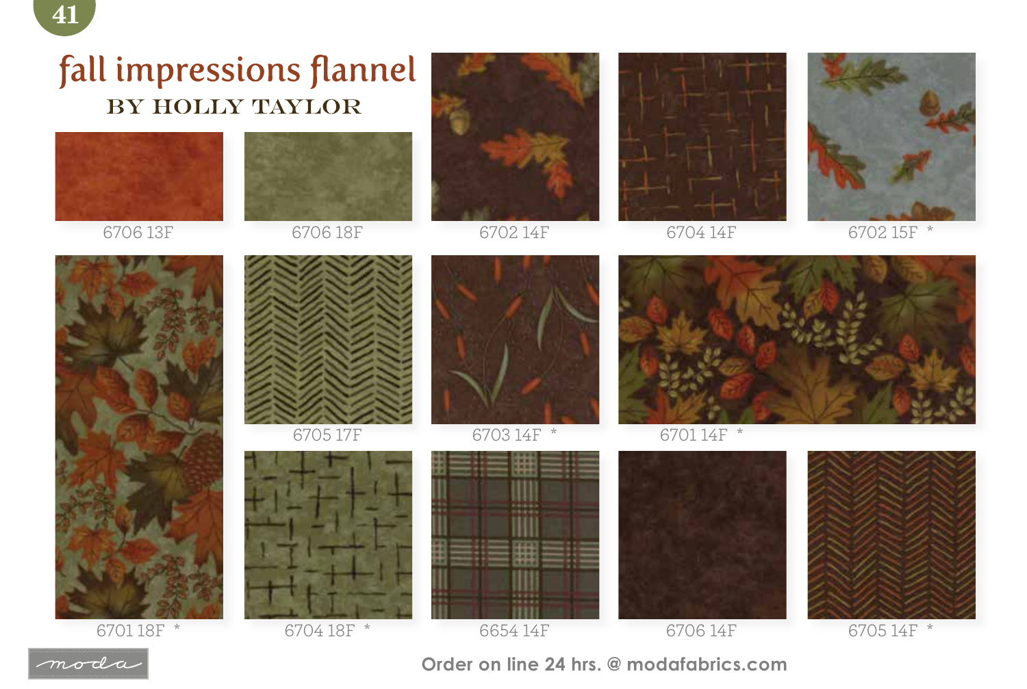# fall impressions flannel

## BY HOLLY TAYLOR

6706 13F

6706 18F

6702 14F

6704 14F

6702 15F *

6705 17F

6703 14F *

6701 14F *

6701 18F *

6704 18F *

6654 14F

6706 14F

6705 14F *

moda

Order on line 24 hrs. @ modafabrics.com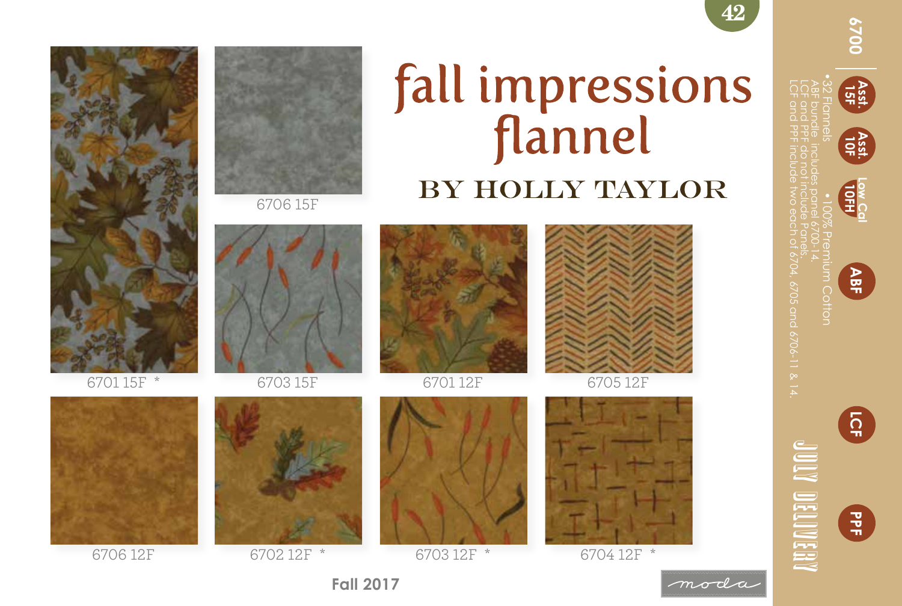# fall impressions flannel

## BY HOLLY TAYLOR

6706 15F

6701 15F *

6703 15F

6701 12F

6705 12F

6706 12F

6702 12F *

6703 12F *

6704 12F *

Fall 2017

moda

6700

Asst. 15F

Asst. 10F

Low Cal 10FH

ABF

LCF

PPF

• 32 Flannels • 100% Premium Cotton

ABF bundle includes panel 6700-14.

LCF and PPF do not include Panels.

LCF and PPF include two each of 6704, 6705 and 6706-11 & 14.

JULY DELIVERY